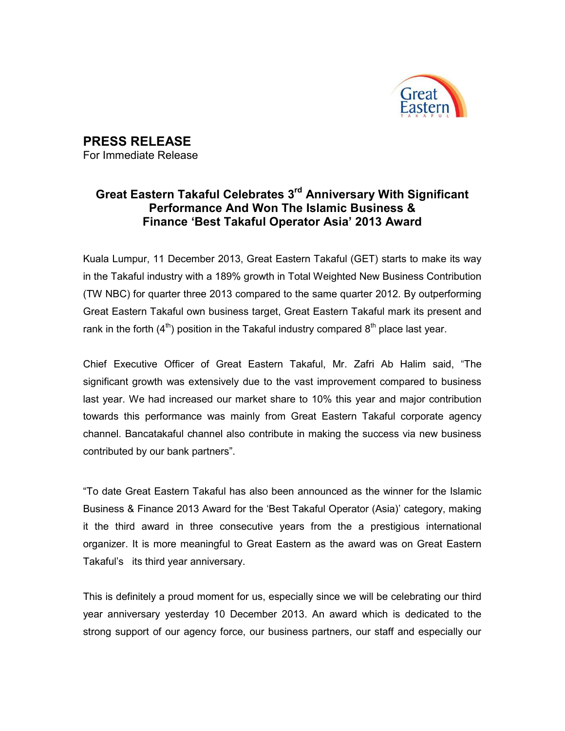**PRESS RELEASE**
For Immediate Release

## Great Eastern Takaful Celebrates 3rd Anniversary With Significant Performance And Won The Islamic Business & Finance 'Best Takaful Operator Asia' 2013 Award

Kuala Lumpur, 11 December 2013, Great Eastern Takaful (GET) starts to make its way in the Takaful industry with a 189% growth in Total Weighted New Business Contribution (TW NBC) for quarter three 2013 compared to the same quarter 2012. By outperforming Great Eastern Takaful own business target, Great Eastern Takaful mark its present and rank in the forth (4th) position in the Takaful industry compared 8th place last year.

Chief Executive Officer of Great Eastern Takaful, Mr. Zafri Ab Halim said, "The significant growth was extensively due to the vast improvement compared to business last year. We had increased our market share to 10% this year and major contribution towards this performance was mainly from Great Eastern Takaful corporate agency channel. Bancatakaful channel also contribute in making the success via new business contributed by our bank partners".

"To date Great Eastern Takaful has also been announced as the winner for the Islamic Business & Finance 2013 Award for the 'Best Takaful Operator (Asia)' category, making it the third award in three consecutive years from the a prestigious international organizer. It is more meaningful to Great Eastern as the award was on Great Eastern Takaful's its third year anniversary.

This is definitely a proud moment for us, especially since we will be celebrating our third year anniversary yesterday 10 December 2013. An award which is dedicated to the strong support of our agency force, our business partners, our staff and especially our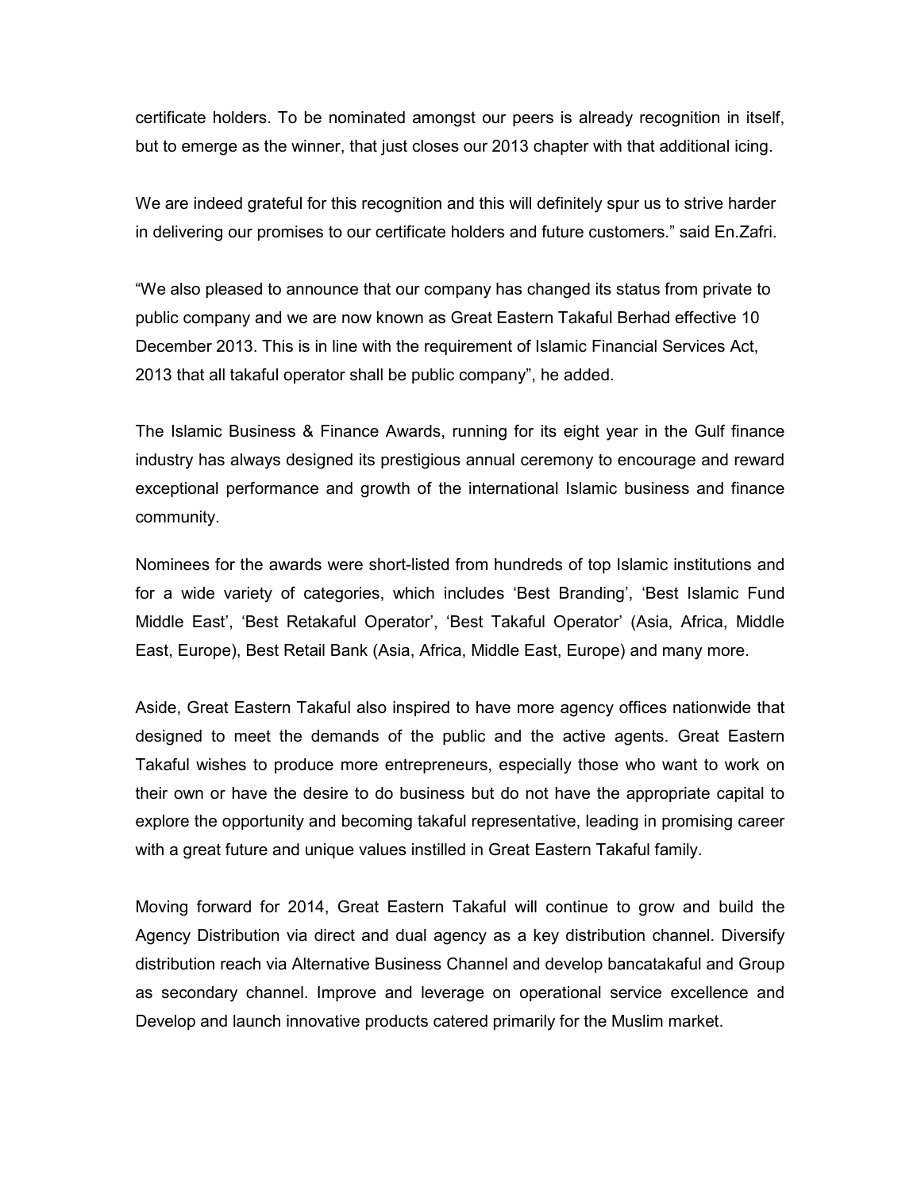certificate holders. To be nominated amongst our peers is already recognition in itself, but to emerge as the winner, that just closes our 2013 chapter with that additional icing.

We are indeed grateful for this recognition and this will definitely spur us to strive harder in delivering our promises to our certificate holders and future customers." said En.Zafri.

"We also pleased to announce that our company has changed its status from private to public company and we are now known as Great Eastern Takaful Berhad effective 10 December 2013. This is in line with the requirement of Islamic Financial Services Act, 2013 that all takaful operator shall be public company", he added.

The Islamic Business & Finance Awards, running for its eight year in the Gulf finance industry has always designed its prestigious annual ceremony to encourage and reward exceptional performance and growth of the international Islamic business and finance community.

Nominees for the awards were short-listed from hundreds of top Islamic institutions and for a wide variety of categories, which includes 'Best Branding', 'Best Islamic Fund Middle East', 'Best Retakaful Operator', 'Best Takaful Operator' (Asia, Africa, Middle East, Europe), Best Retail Bank (Asia, Africa, Middle East, Europe) and many more.

Aside, Great Eastern Takaful also inspired to have more agency offices nationwide that designed to meet the demands of the public and the active agents. Great Eastern Takaful wishes to produce more entrepreneurs, especially those who want to work on their own or have the desire to do business but do not have the appropriate capital to explore the opportunity and becoming takaful representative, leading in promising career with a great future and unique values instilled in Great Eastern Takaful family.

Moving forward for 2014, Great Eastern Takaful will continue to grow and build the Agency Distribution via direct and dual agency as a key distribution channel. Diversify distribution reach via Alternative Business Channel and develop bancatakaful and Group as secondary channel. Improve and leverage on operational service excellence and Develop and launch innovative products catered primarily for the Muslim market.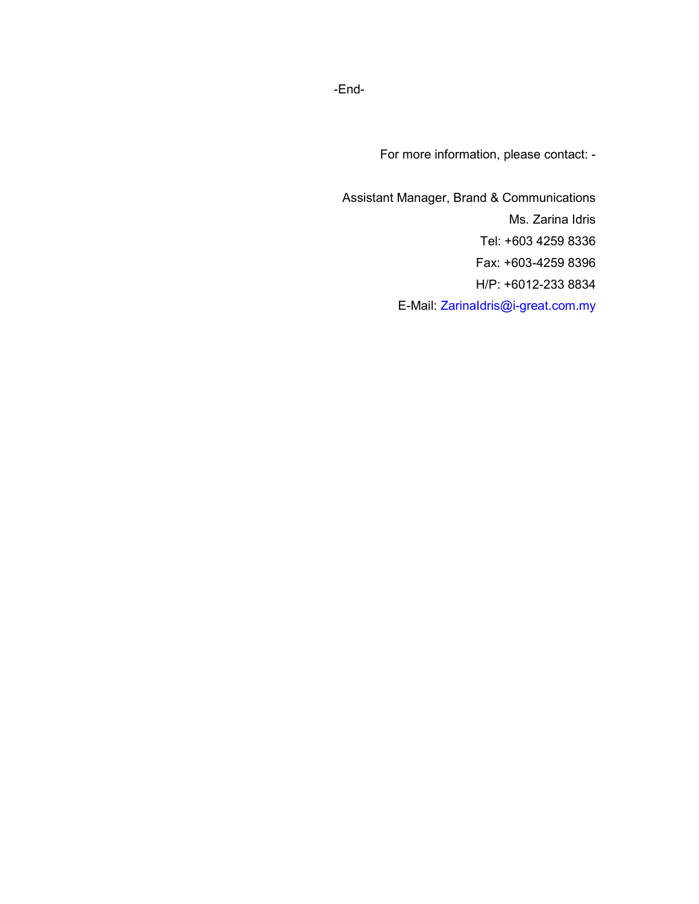-End-

For more information, please contact: -

Assistant Manager, Brand & Communications
Ms. Zarina Idris
Tel: +603 4259 8336
Fax: +603-4259 8396
H/P: +6012-233 8834
E-Mail: ZarinaIdris@i-great.com.my